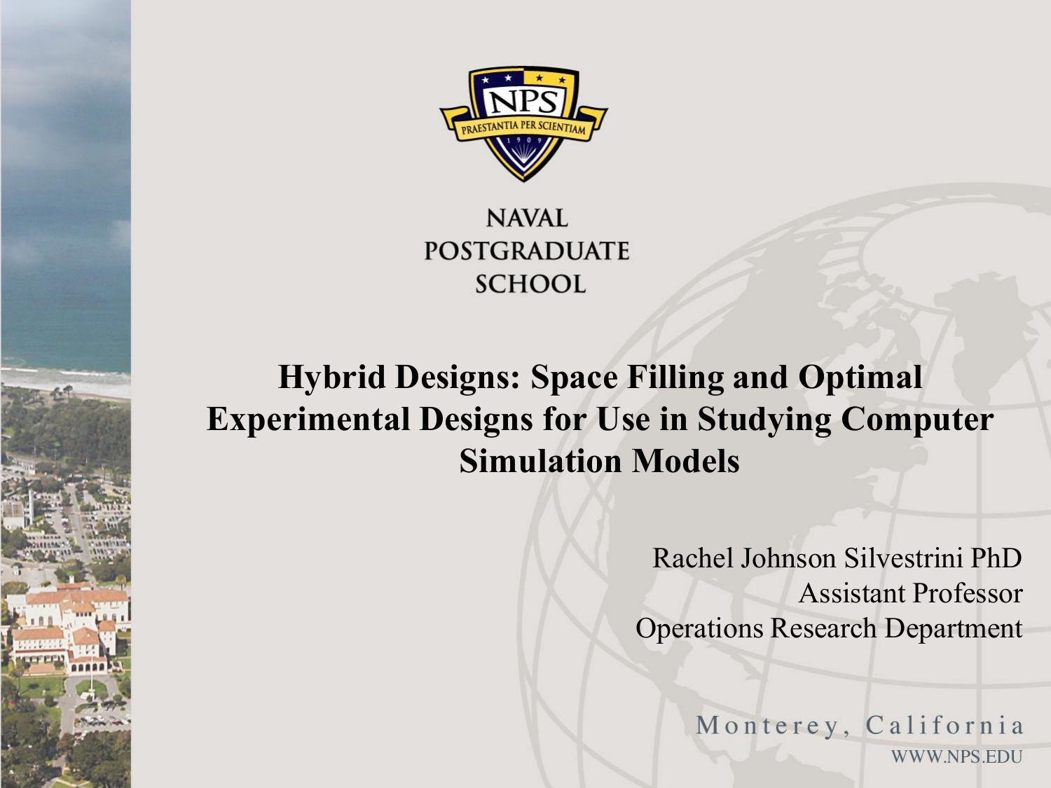NAVAL POSTGRADUATE SCHOOL

# Hybrid Designs: Space Filling and Optimal Experimental Designs for Use in Studying Computer Simulation Models

Rachel Johnson Silvestrini PhD
Assistant Professor
Operations Research Department

Monterey, California
WWW.NPS.EDU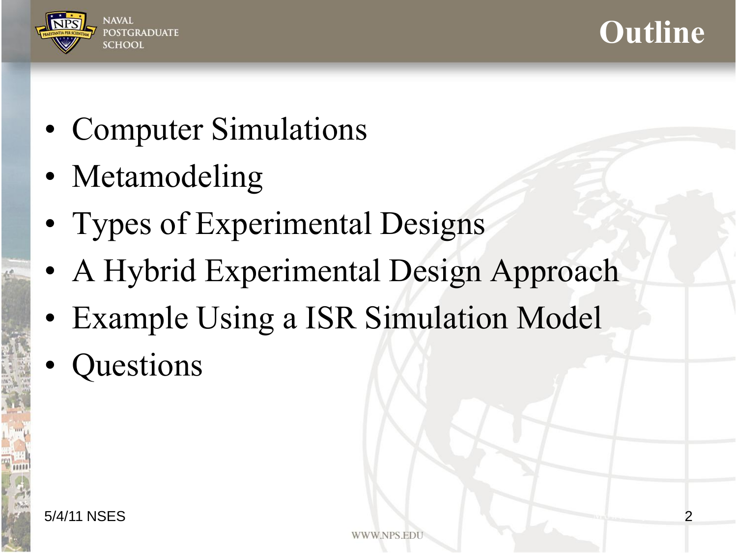# Outline

- Computer Simulations
- Metamodeling
- Types of Experimental Designs
- A Hybrid Experimental Design Approach
- Example Using a ISR Simulation Model
- Questions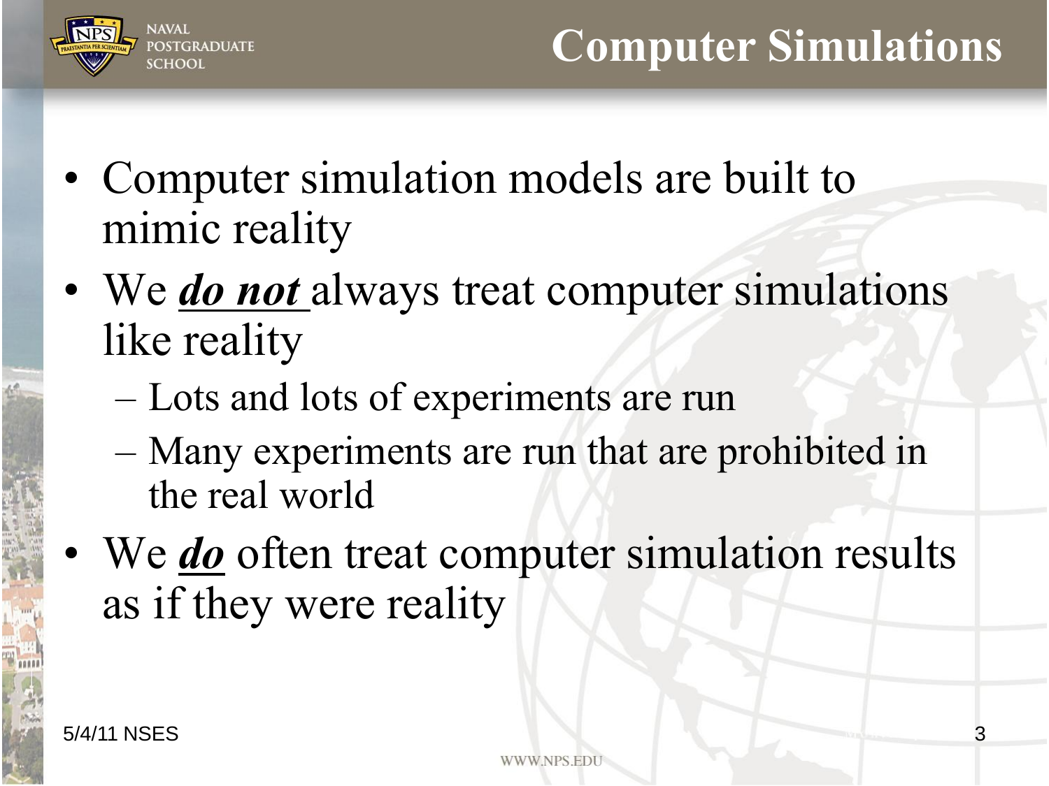# Computer Simulations

- Computer simulation models are built to mimic reality
- We ***do not*** always treat computer simulations like reality
  - Lots and lots of experiments are run
  - Many experiments are run that are prohibited in the real world
- We ***do*** often treat computer simulation results as if they were reality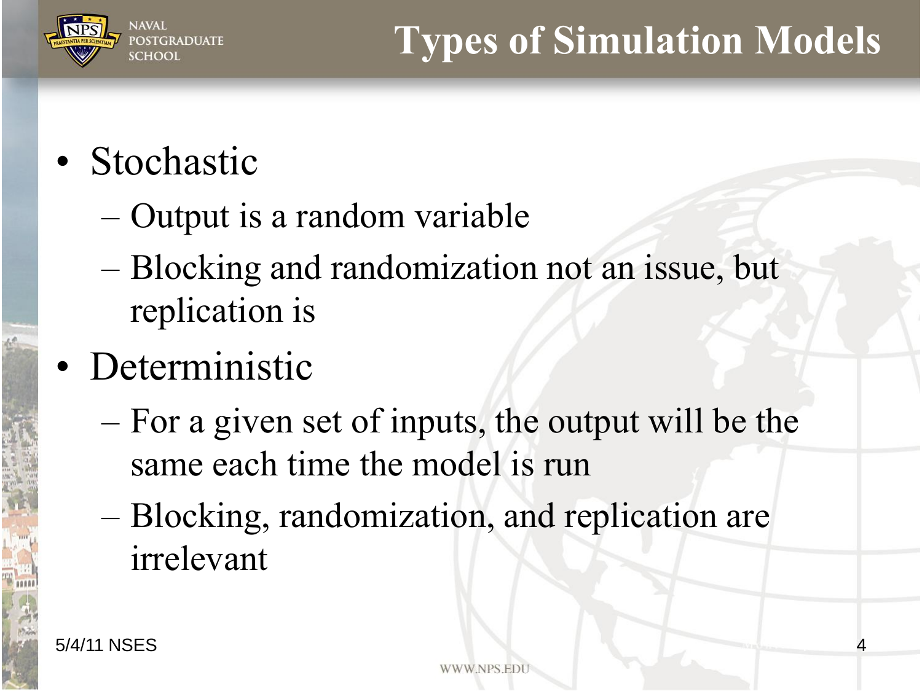# Types of Simulation Models

- Stochastic
  - Output is a random variable
  - Blocking and randomization not an issue, but replication is
- Deterministic
  - For a given set of inputs, the output will be the same each time the model is run
  - Blocking, randomization, and replication are irrelevant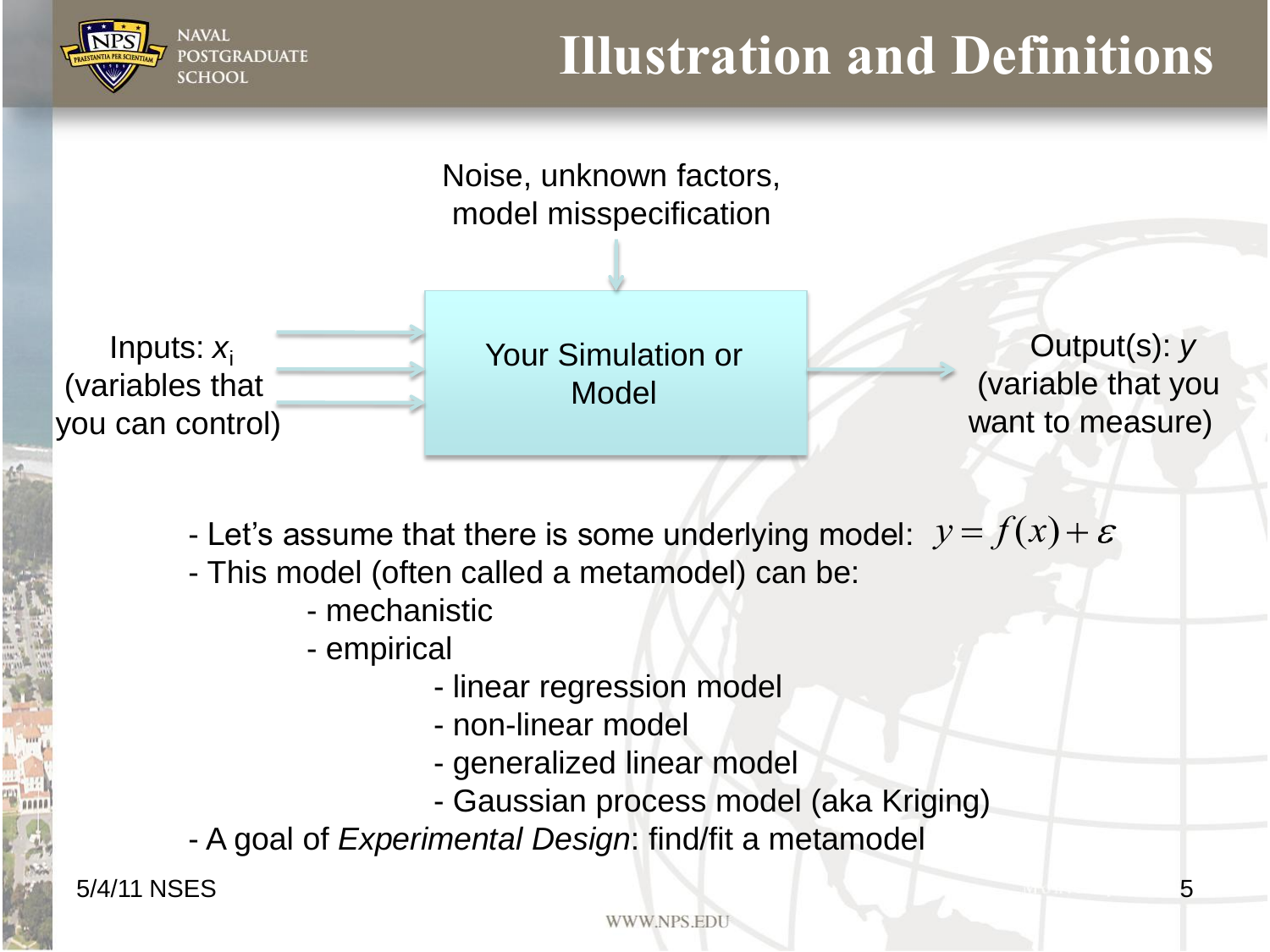# Illustration and Definitions

Noise, unknown factors, model misspecification

Inputs: $x_i$ (variables that you can control)

Your Simulation or Model

Output(s): $y$ (variable that you want to measure)

- Let's assume that there is some underlying model: $y = f(x) + \varepsilon$
- This model (often called a metamodel) can be:
  - mechanistic
  - empirical
    - linear regression model
    - non-linear model
    - generalized linear model
    - Gaussian process model (aka Kriging)
- A goal of *Experimental Design*: find/fit a metamodel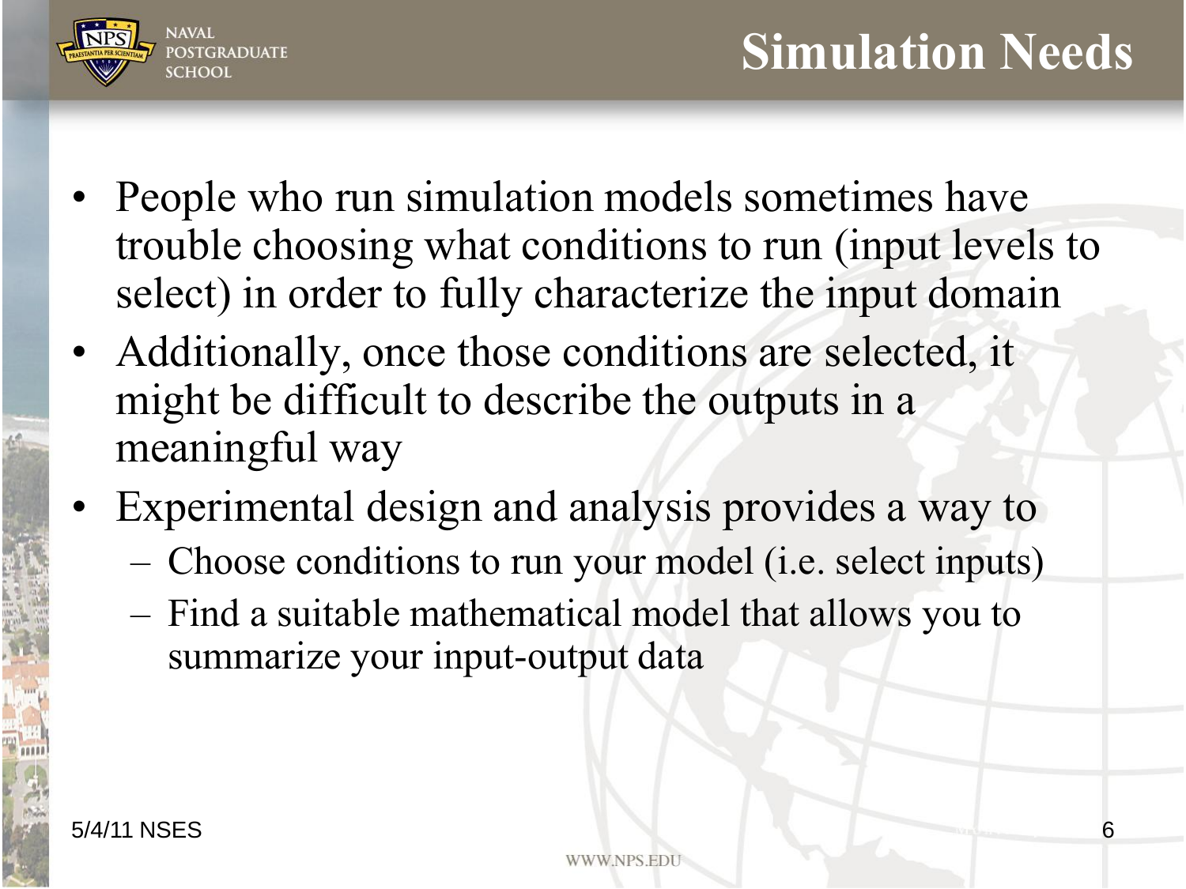# Simulation Needs

- People who run simulation models sometimes have trouble choosing what conditions to run (input levels to select) in order to fully characterize the input domain
- Additionally, once those conditions are selected, it might be difficult to describe the outputs in a meaningful way
- Experimental design and analysis provides a way to
  - Choose conditions to run your model (i.e. select inputs)
  - Find a suitable mathematical model that allows you to summarize your input-output data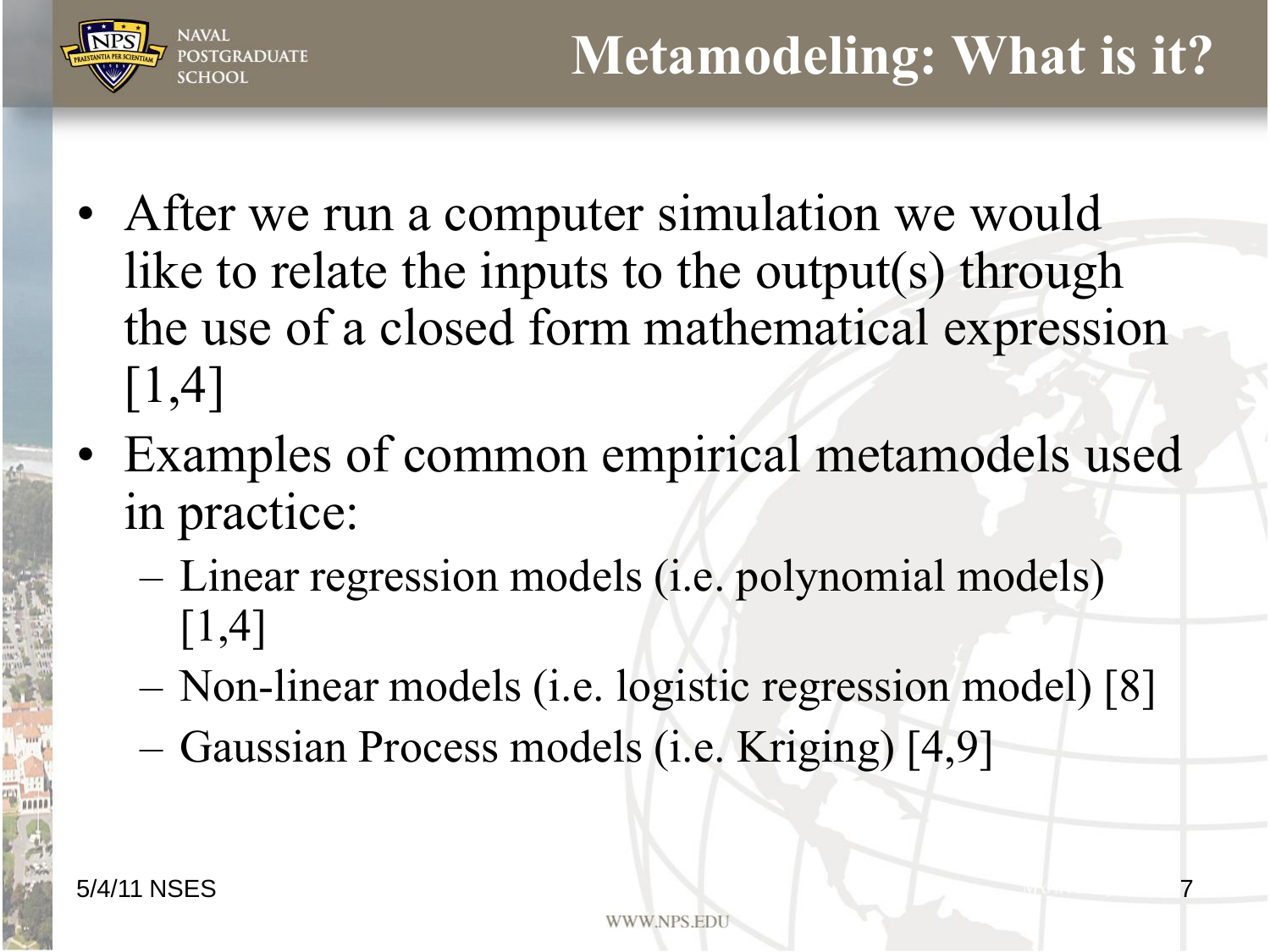# Metamodeling: What is it?

- After we run a computer simulation we would like to relate the inputs to the output(s) through the use of a closed form mathematical expression [1,4]
- Examples of common empirical metamodels used in practice:
  - Linear regression models (i.e. polynomial models) [1,4]
  - Non-linear models (i.e. logistic regression model) [8]
  - Gaussian Process models (i.e. Kriging) [4,9]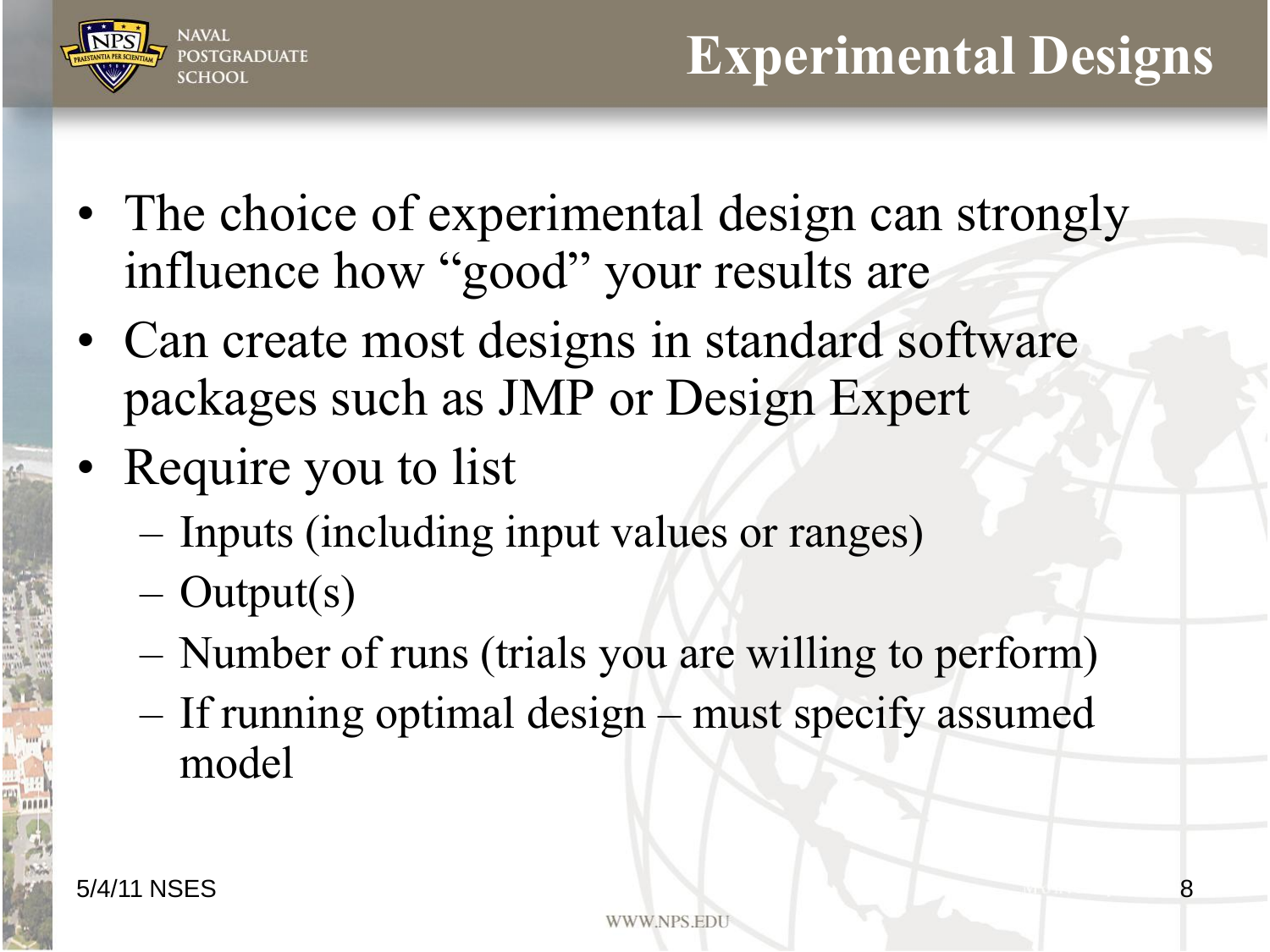# Experimental Designs

- The choice of experimental design can strongly influence how "good" your results are
- Can create most designs in standard software packages such as JMP or Design Expert
- Require you to list
  - Inputs (including input values or ranges)
  - Output(s)
  - Number of runs (trials you are willing to perform)
  - If running optimal design – must specify assumed model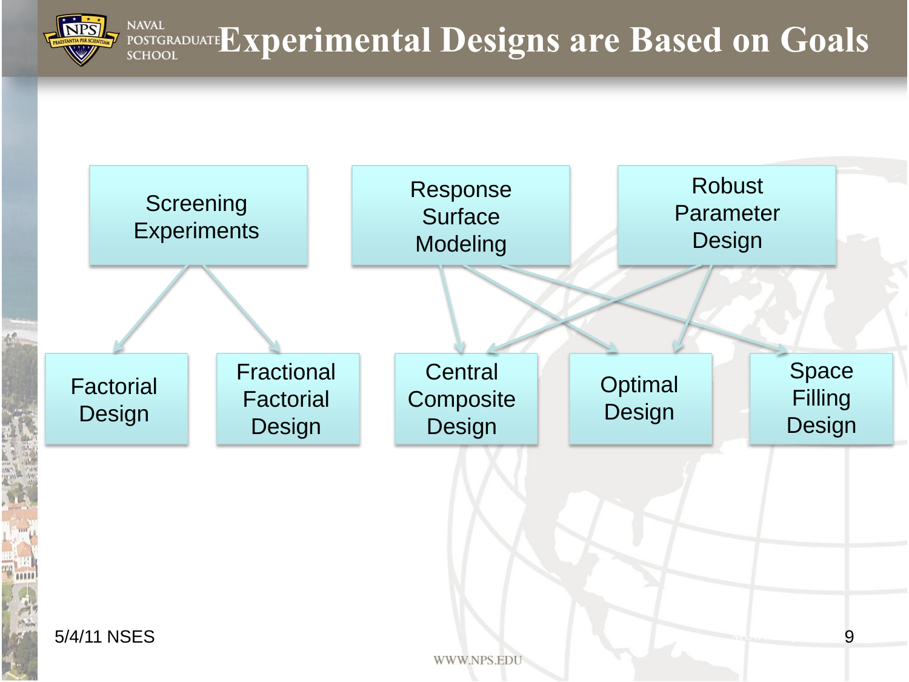# Experimental Designs are Based on Goals

- **Screening Experiments**
  - Factorial Design
  - Fractional Factorial Design
- **Response Surface Modeling**
  - Central Composite Design
  - Optimal Design
  - Space Filling Design
- **Robust Parameter Design**
  - Central Composite Design
  - Optimal Design

5/4/11 NSES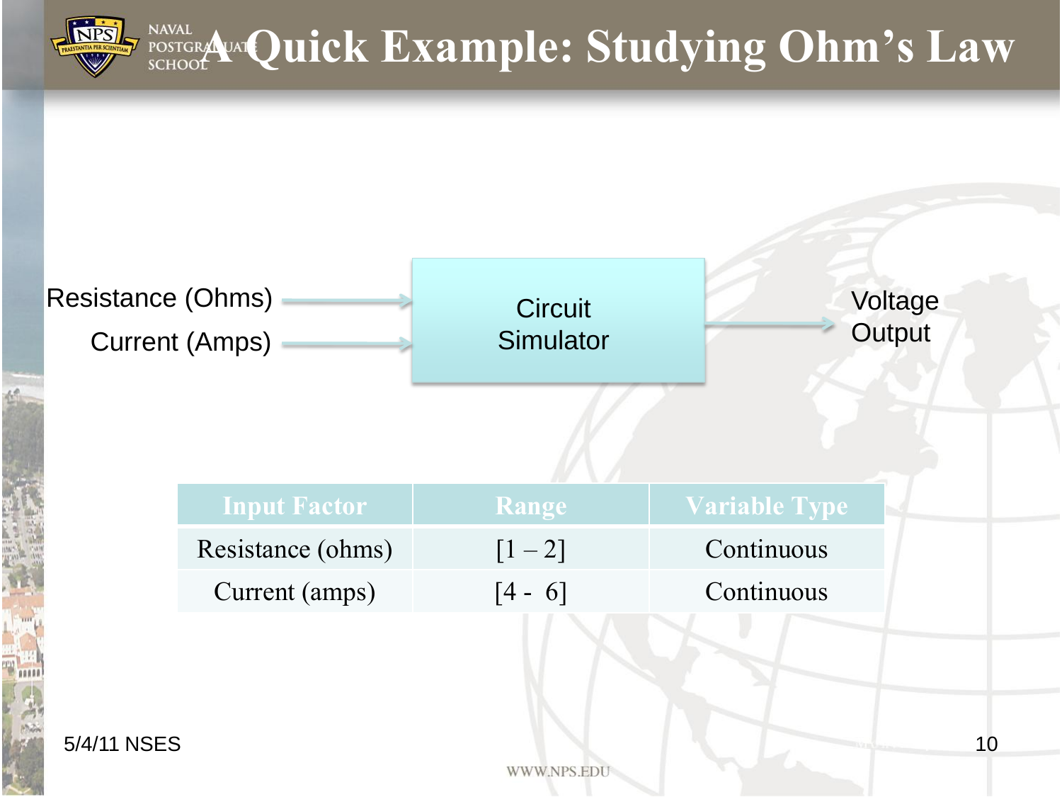# A Quick Example: Studying Ohm's Law

Resistance (Ohms) → Circuit Simulator → Voltage Output

Current (Amps) → Circuit Simulator

| Input Factor | Range | Variable Type |
| --- | --- | --- |
| Resistance (ohms) | [1 – 2] | Continuous |
| Current (amps) | [4 - 6] | Continuous |

5/4/11 NSES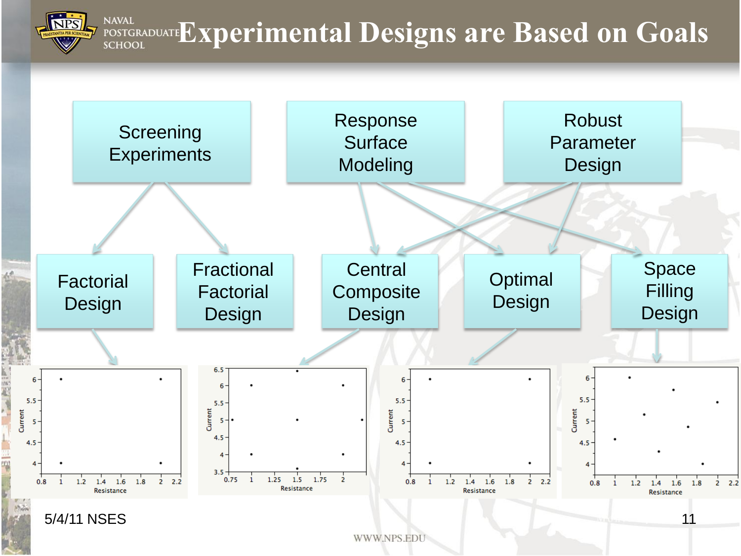# Experimental Designs are Based on Goals

Screening Experiments

Response Surface Modeling

Robust Parameter Design

Factorial Design

Fractional Factorial Design

Central Composite Design

Optimal Design

Space Filling Design

5/4/11 NSES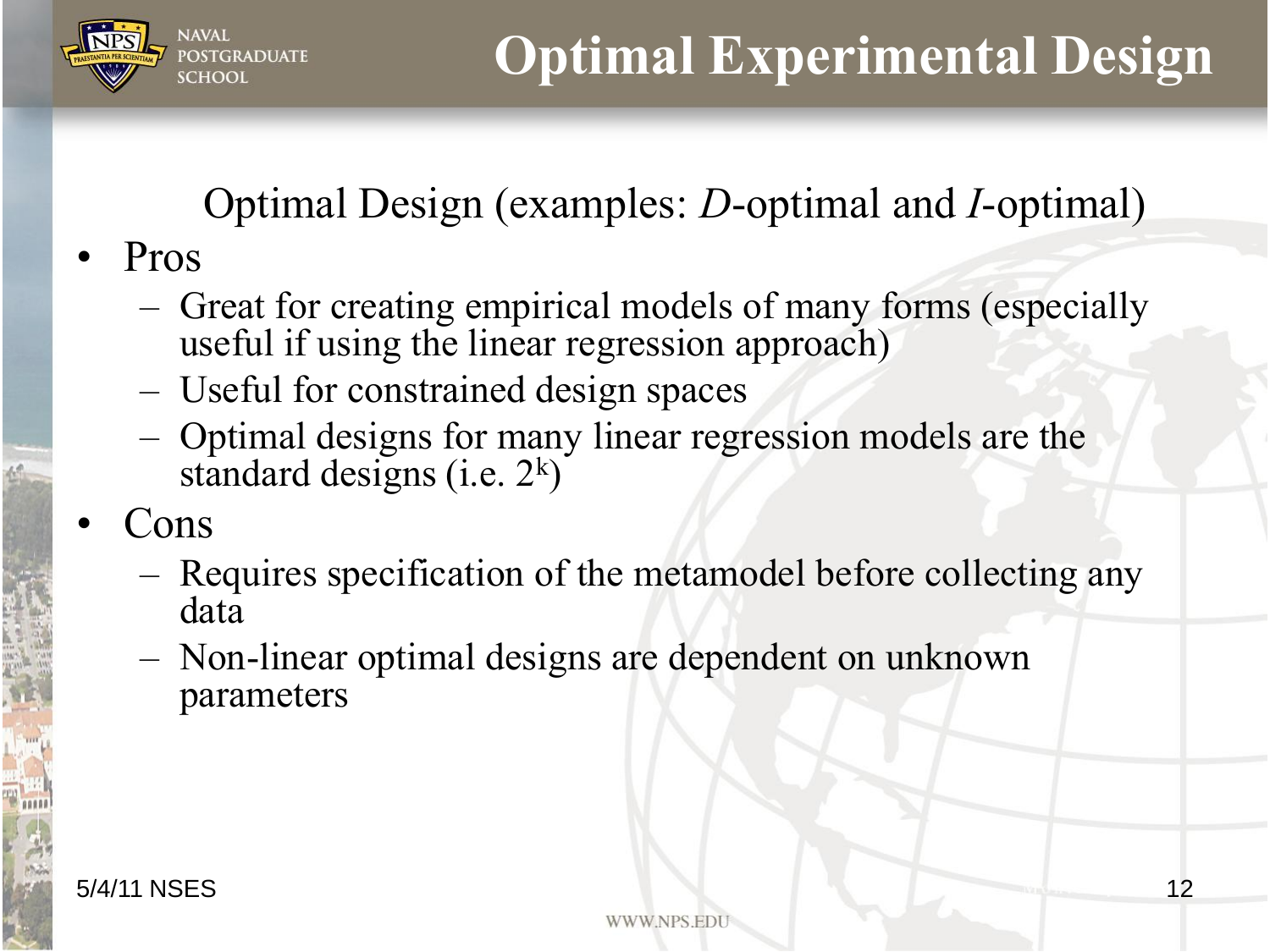# Optimal Experimental Design

Optimal Design (examples: *D*-optimal and *I*-optimal)

- Pros
  - Great for creating empirical models of many forms (especially useful if using the linear regression approach)
  - Useful for constrained design spaces
  - Optimal designs for many linear regression models are the standard designs (i.e. $2^k$)
- Cons
  - Requires specification of the metamodel before collecting any data
  - Non-linear optimal designs are dependent on unknown parameters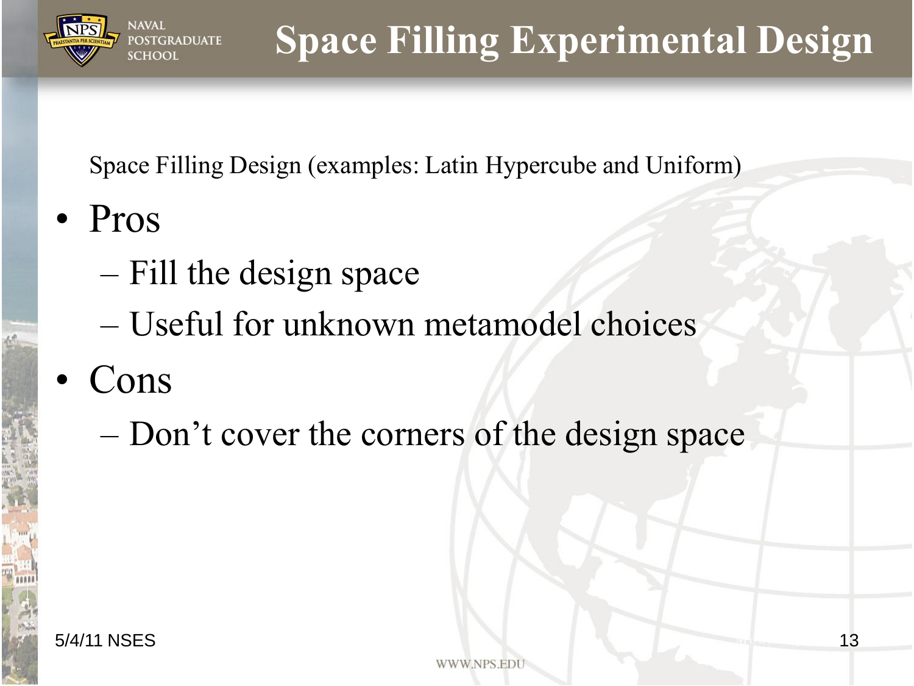# Space Filling Experimental Design

Space Filling Design (examples: Latin Hypercube and Uniform)

- Pros
  - Fill the design space
  - Useful for unknown metamodel choices
- Cons
  - Don’t cover the corners of the design space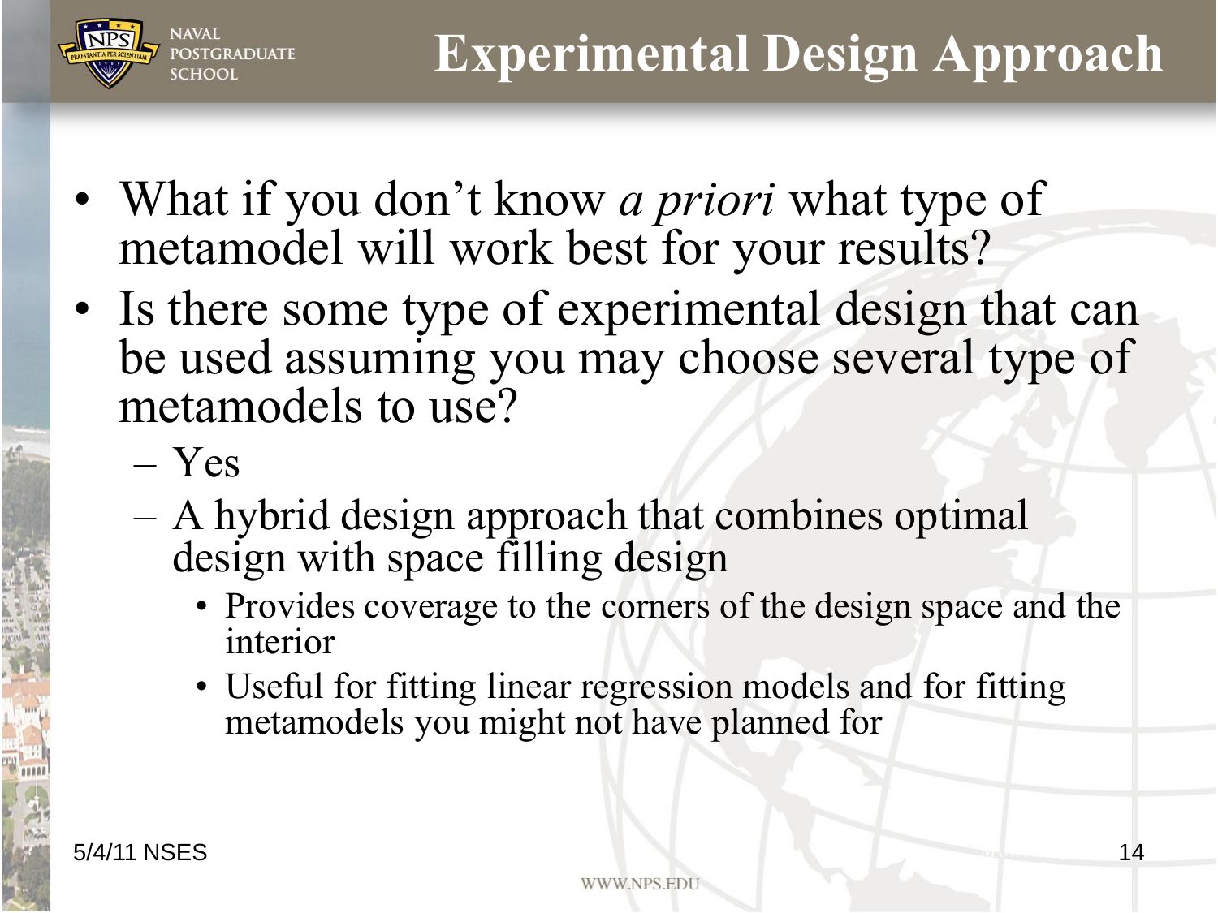# Experimental Design Approach

- What if you don't know *a priori* what type of metamodel will work best for your results?
- Is there some type of experimental design that can be used assuming you may choose several type of metamodels to use?
  - Yes
  - A hybrid design approach that combines optimal design with space filling design
    - Provides coverage to the corners of the design space and the interior
    - Useful for fitting linear regression models and for fitting metamodels you might not have planned for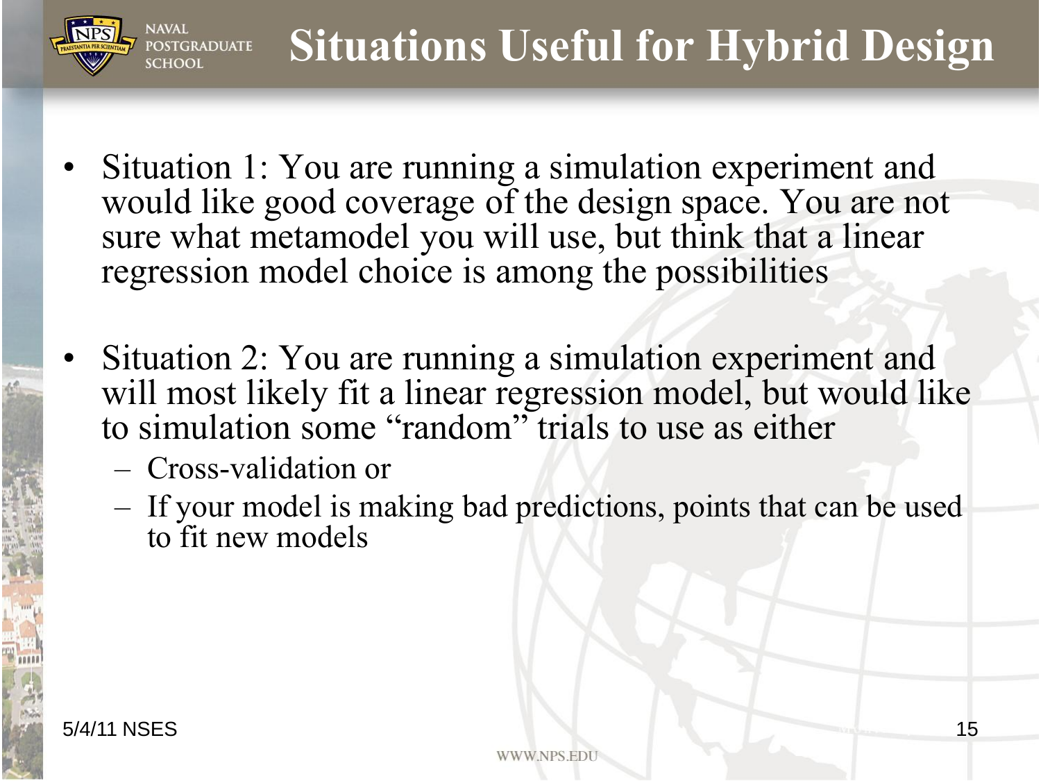# Situations Useful for Hybrid Design

- Situation 1: You are running a simulation experiment and would like good coverage of the design space. You are not sure what metamodel you will use, but think that a linear regression model choice is among the possibilities
- Situation 2: You are running a simulation experiment and will most likely fit a linear regression model, but would like to simulation some "random" trials to use as either
  - Cross-validation or
  - If your model is making bad predictions, points that can be used to fit new models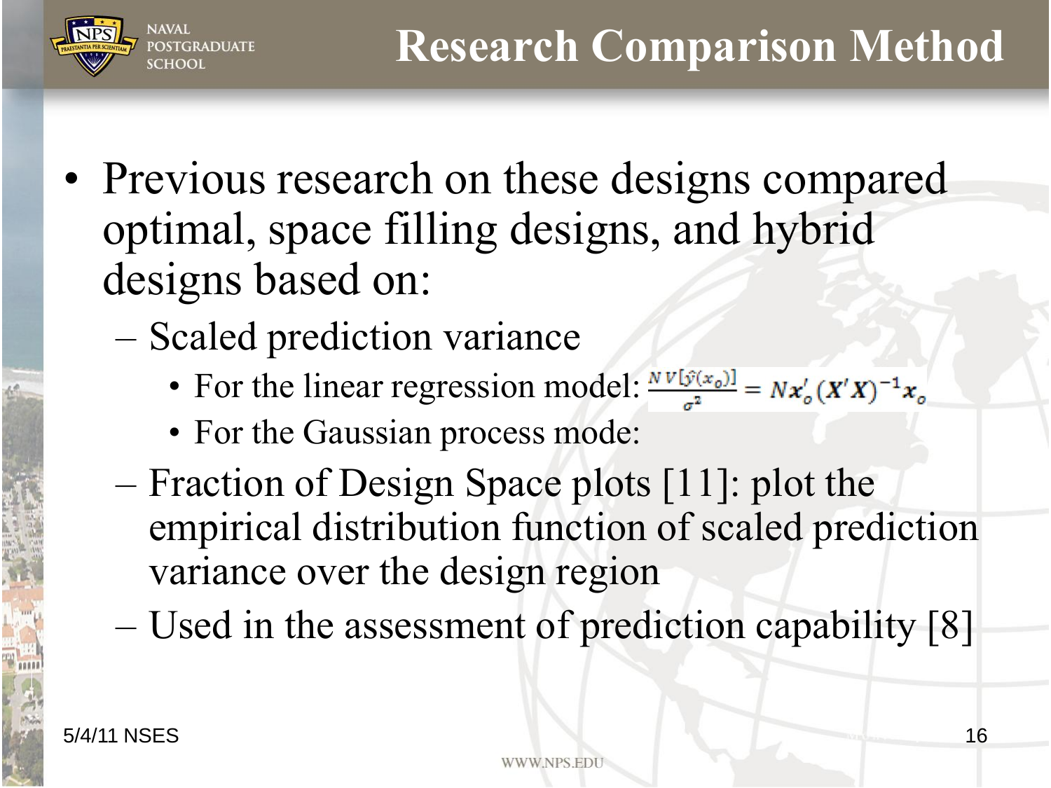# Research Comparison Method

- Previous research on these designs compared optimal, space filling designs, and hybrid designs based on:
  - Scaled prediction variance
    - For the linear regression model: $\frac{N\,V[\hat{y}(x_o)]}{\sigma^2} = N\boldsymbol{x}_o'(\boldsymbol{X}'\boldsymbol{X})^{-1}\boldsymbol{x}_o$
    - For the Gaussian process mode:
  - Fraction of Design Space plots [11]: plot the empirical distribution function of scaled prediction variance over the design region
  - Used in the assessment of prediction capability [8]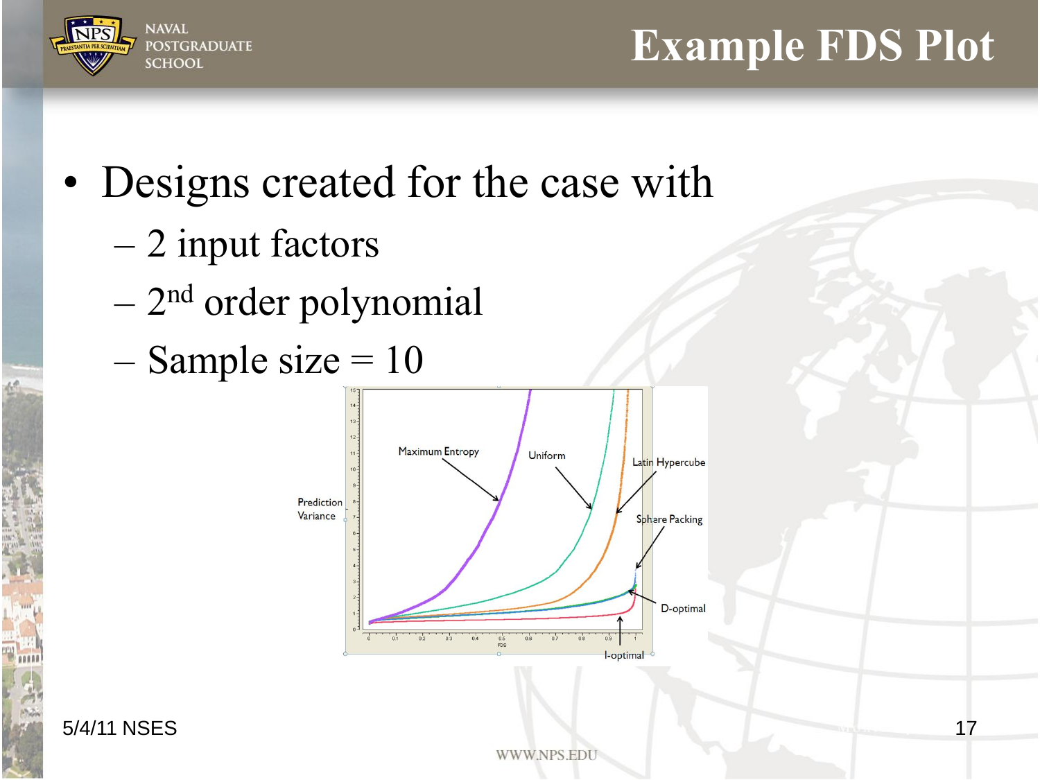# Example FDS Plot

- Designs created for the case with
  - 2 input factors
  - 2nd order polynomial
  - Sample size = 10

Prediction Variance

Maximum Entropy

Uniform

Latin Hypercube

Sphere Packing

D-optimal

I-optimal

FDS

5/4/11 NSES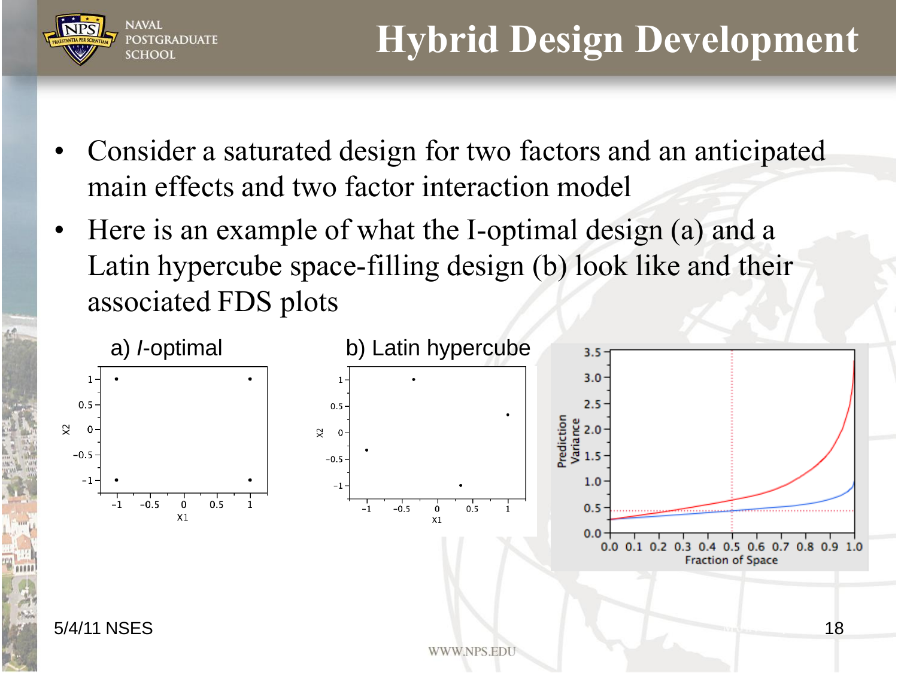# Hybrid Design Development

- Consider a saturated design for two factors and an anticipated main effects and two factor interaction model
- Here is an example of what the I-optimal design (a) and a Latin hypercube space-filling design (b) look like and their associated FDS plots

a) *I*-optimal

b) Latin hypercube

5/4/11 NSES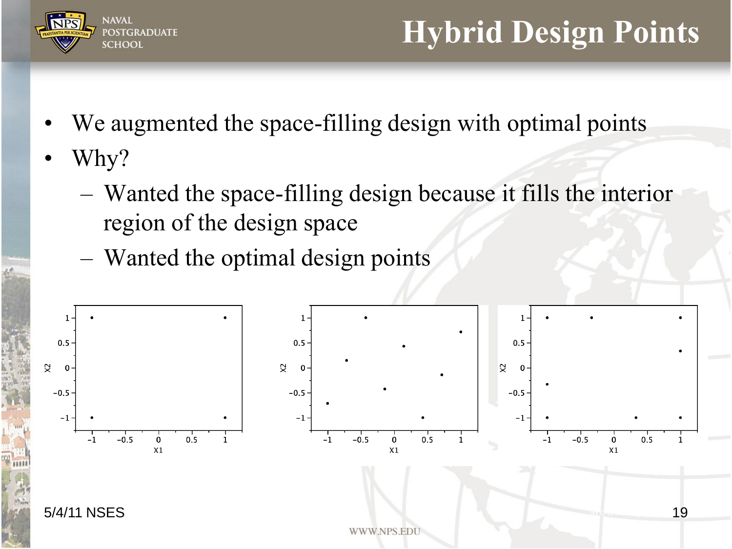# Hybrid Design Points

- We augmented the space-filling design with optimal points
- Why?
  - Wanted the space-filling design because it fills the interior region of the design space
  - Wanted the optimal design points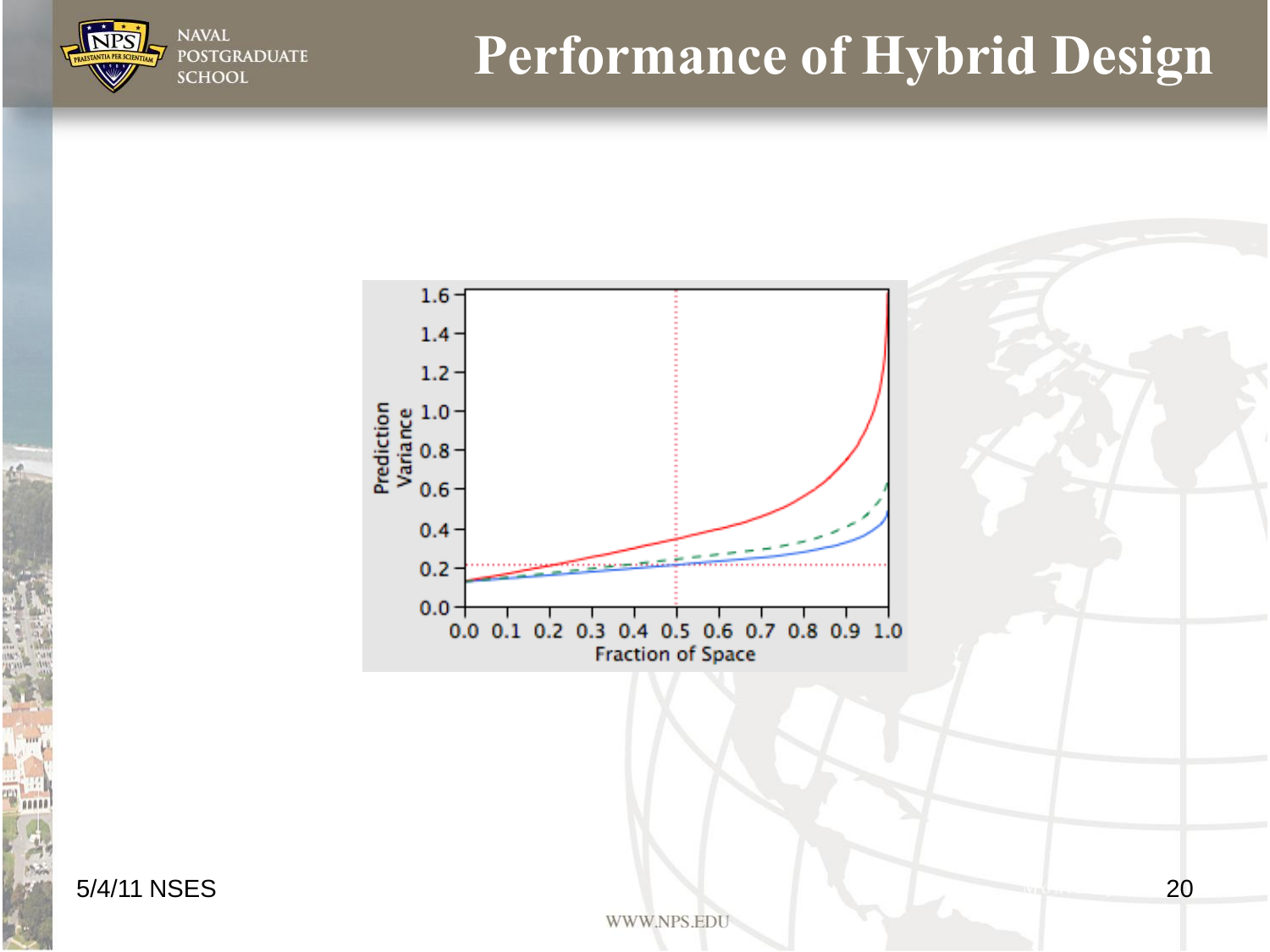# Performance of Hybrid Design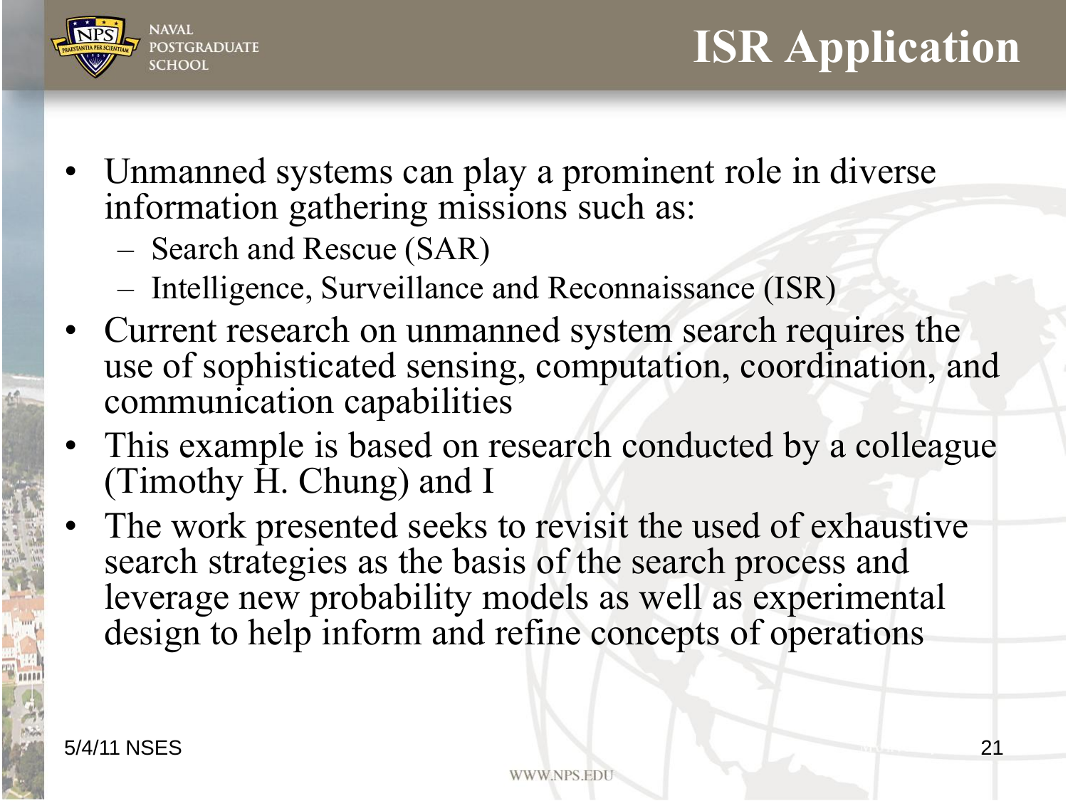# ISR Application

- Unmanned systems can play a prominent role in diverse information gathering missions such as:
  - Search and Rescue (SAR)
  - Intelligence, Surveillance and Reconnaissance (ISR)
- Current research on unmanned system search requires the use of sophisticated sensing, computation, coordination, and communication capabilities
- This example is based on research conducted by a colleague (Timothy H. Chung) and I
- The work presented seeks to revisit the used of exhaustive search strategies as the basis of the search process and leverage new probability models as well as experimental design to help inform and refine concepts of operations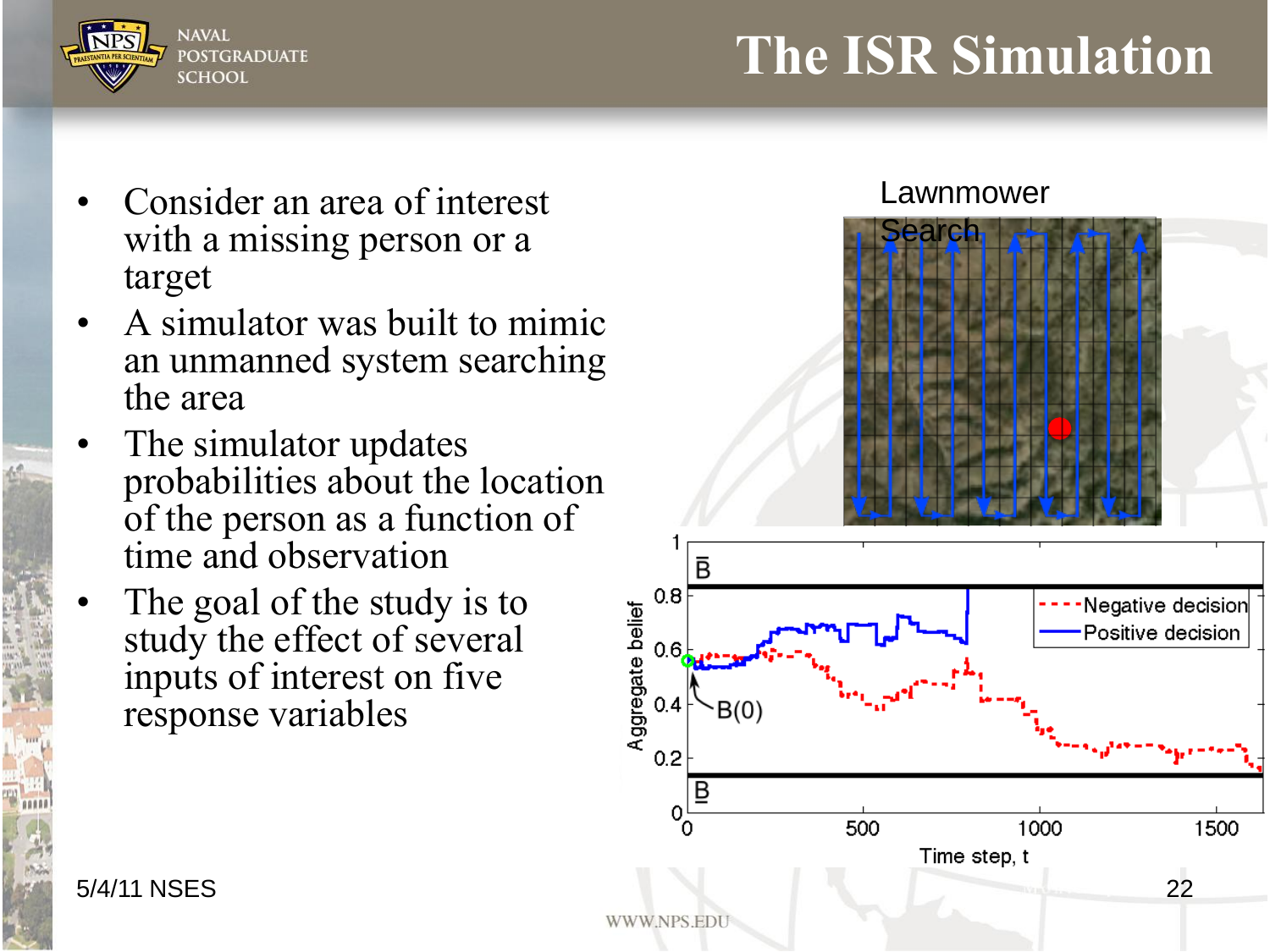# The ISR Simulation

- Consider an area of interest with a missing person or a target
- A simulator was built to mimic an unmanned system searching the area
- The simulator updates probabilities about the location of the person as a function of time and observation
- The goal of the study is to study the effect of several inputs of interest on five response variables

Lawnmower Search

5/4/11 NSES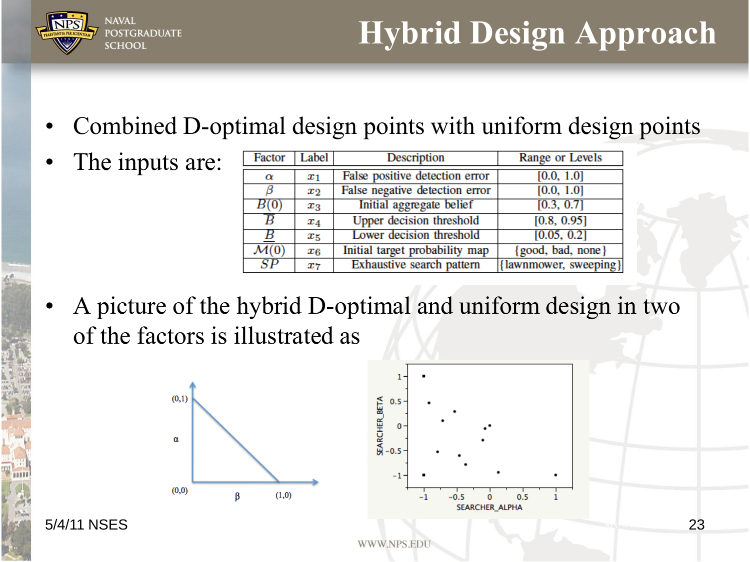# Hybrid Design Approach

- Combined D-optimal design points with uniform design points
- The inputs are:

| Factor | Label | Description | Range or Levels |
|---|---|---|---|
| $\alpha$ | $x_1$ | False positive detection error | [0.0, 1.0] |
| $\beta$ | $x_2$ | False negative detection error | [0.0, 1.0] |
| $B(0)$ | $x_3$ | Initial aggregate belief | [0.3, 0.7] |
| $\overline{B}$ | $x_4$ | Upper decision threshold | [0.8, 0.95] |
| $\underline{B}$ | $x_5$ | Lower decision threshold | [0.05, 0.2] |
| $\mathcal{M}(0)$ | $x_6$ | Initial target probability map | {good, bad, none} |
| $SP$ | $x_7$ | Exhaustive search pattern | {lawnmower, sweeping} |

- A picture of the hybrid D-optimal and uniform design in two of the factors is illustrated as

5/4/11 NSES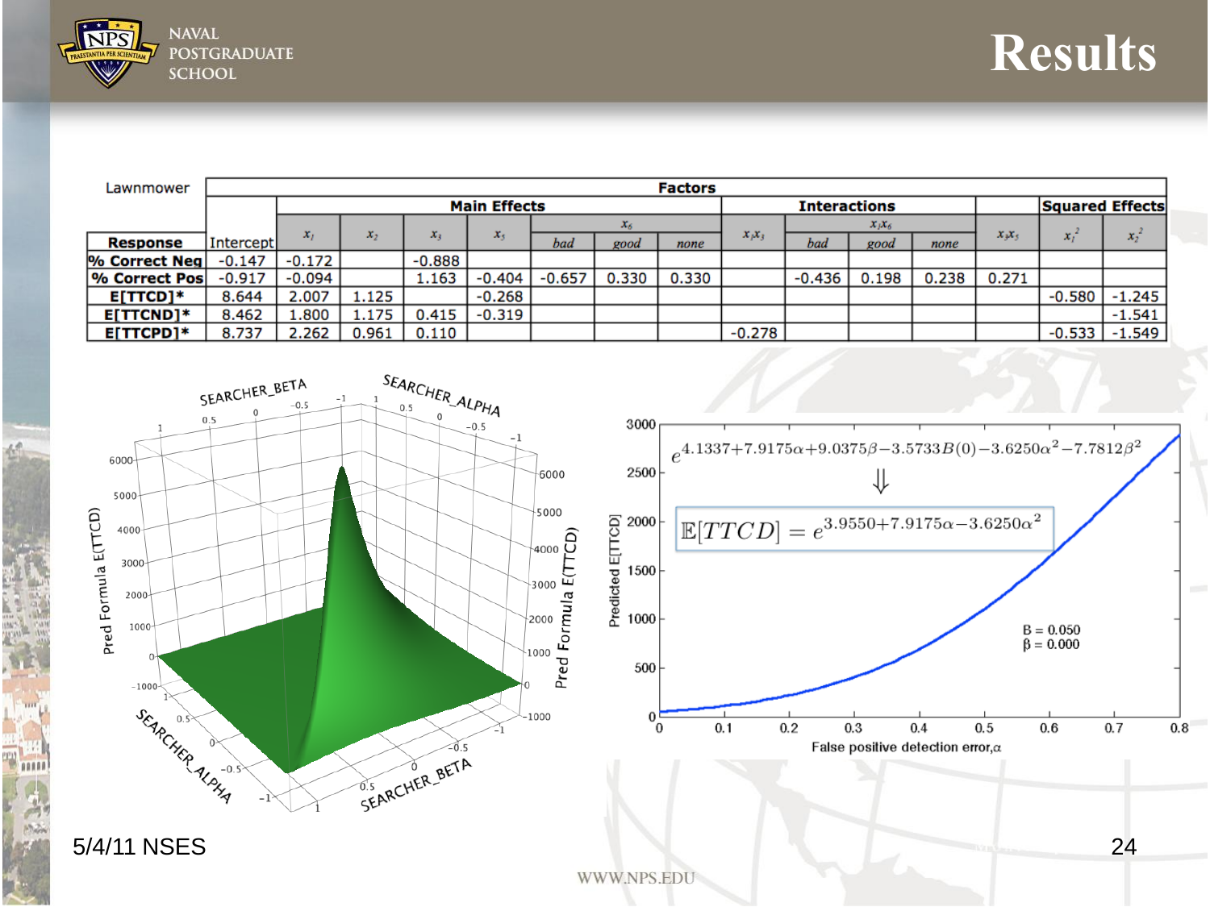# Results

| Lawnmower | Factors | | | | | | | | | | | | | | |
|---|---|---|---|---|---|---|---|---|---|---|---|---|---|---|---|
| | | Main Effects | | | | | | | Interactions | | | | | Squared Effects | |
| | | | | | | $x_6$ | | | | $x_1x_6$ | | | | | |
| Response | Intercept | $x_1$ | $x_2$ | $x_3$ | $x_5$ | bad | good | none | $x_1x_3$ | bad | good | none | $x_3x_5$ | $x_1^2$ | $x_2^2$ |
| % Correct Neg | -0.147 | -0.172 | | -0.888 | | | | | | | | | | | |
| % Correct Pos | -0.917 | -0.094 | | 1.163 | -0.404 | -0.657 | 0.330 | 0.330 | | -0.436 | 0.198 | 0.238 | 0.271 | | |
| E[TTCD]* | 8.644 | 2.007 | 1.125 | | -0.268 | | | | | | | | | -0.580 | -1.245 |
| E[TTCND]* | 8.462 | 1.800 | 1.175 | 0.415 | -0.319 | | | | | | | | | | -1.541 |
| E[TTCPD]* | 8.737 | 2.262 | 0.961 | 0.110 | | | | | -0.278 | | | | | -0.533 | -1.549 |

$$e^{4.1337+7.9175\alpha+9.0375\beta-3.5733B(0)-3.6250\alpha^2-7.7812\beta^2}$$

$$\Downarrow$$

$$\mathbb{E}[TTCD] = e^{3.9550+7.9175\alpha-3.6250\alpha^2}$$

B = 0.050
β = 0.000

5/4/11 NSES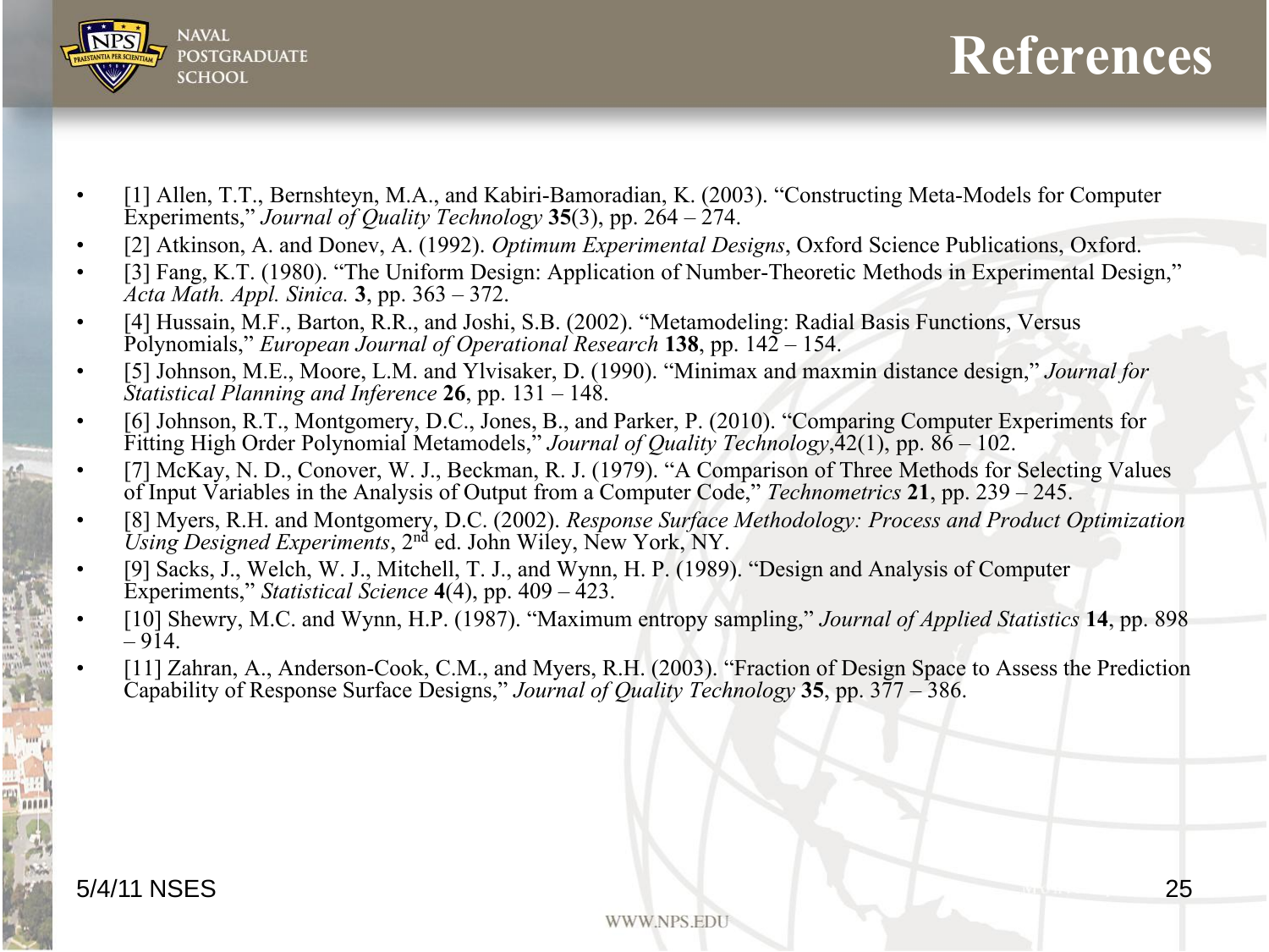# References

- [1] Allen, T.T., Bernshteyn, M.A., and Kabiri-Bamoradian, K. (2003). "Constructing Meta-Models for Computer Experiments," *Journal of Quality Technology* **35**(3), pp. 264 – 274.
- [2] Atkinson, A. and Donev, A. (1992). *Optimum Experimental Designs*, Oxford Science Publications, Oxford.
- [3] Fang, K.T. (1980). "The Uniform Design: Application of Number-Theoretic Methods in Experimental Design," *Acta Math. Appl. Sinica.* **3**, pp. 363 – 372.
- [4] Hussain, M.F., Barton, R.R., and Joshi, S.B. (2002). "Metamodeling: Radial Basis Functions, Versus Polynomials," *European Journal of Operational Research* **138**, pp. 142 – 154.
- [5] Johnson, M.E., Moore, L.M. and Ylvisaker, D. (1990). "Minimax and maxmin distance design," *Journal for Statistical Planning and Inference* **26**, pp. 131 – 148.
- [6] Johnson, R.T., Montgomery, D.C., Jones, B., and Parker, P. (2010). "Comparing Computer Experiments for Fitting High Order Polynomial Metamodels," *Journal of Quality Technology*,42(1), pp. 86 – 102.
- [7] McKay, N. D., Conover, W. J., Beckman, R. J. (1979). "A Comparison of Three Methods for Selecting Values of Input Variables in the Analysis of Output from a Computer Code," *Technometrics* **21**, pp. 239 – 245.
- [8] Myers, R.H. and Montgomery, D.C. (2002). *Response Surface Methodology: Process and Product Optimization Using Designed Experiments*, 2nd ed. John Wiley, New York, NY.
- [9] Sacks, J., Welch, W. J., Mitchell, T. J., and Wynn, H. P. (1989). "Design and Analysis of Computer Experiments," *Statistical Science* **4**(4), pp. 409 – 423.
- [10] Shewry, M.C. and Wynn, H.P. (1987). "Maximum entropy sampling," *Journal of Applied Statistics* **14**, pp. 898 – 914.
- [11] Zahran, A., Anderson-Cook, C.M., and Myers, R.H. (2003). "Fraction of Design Space to Assess the Prediction Capability of Response Surface Designs," *Journal of Quality Technology* **35**, pp. 377 – 386.